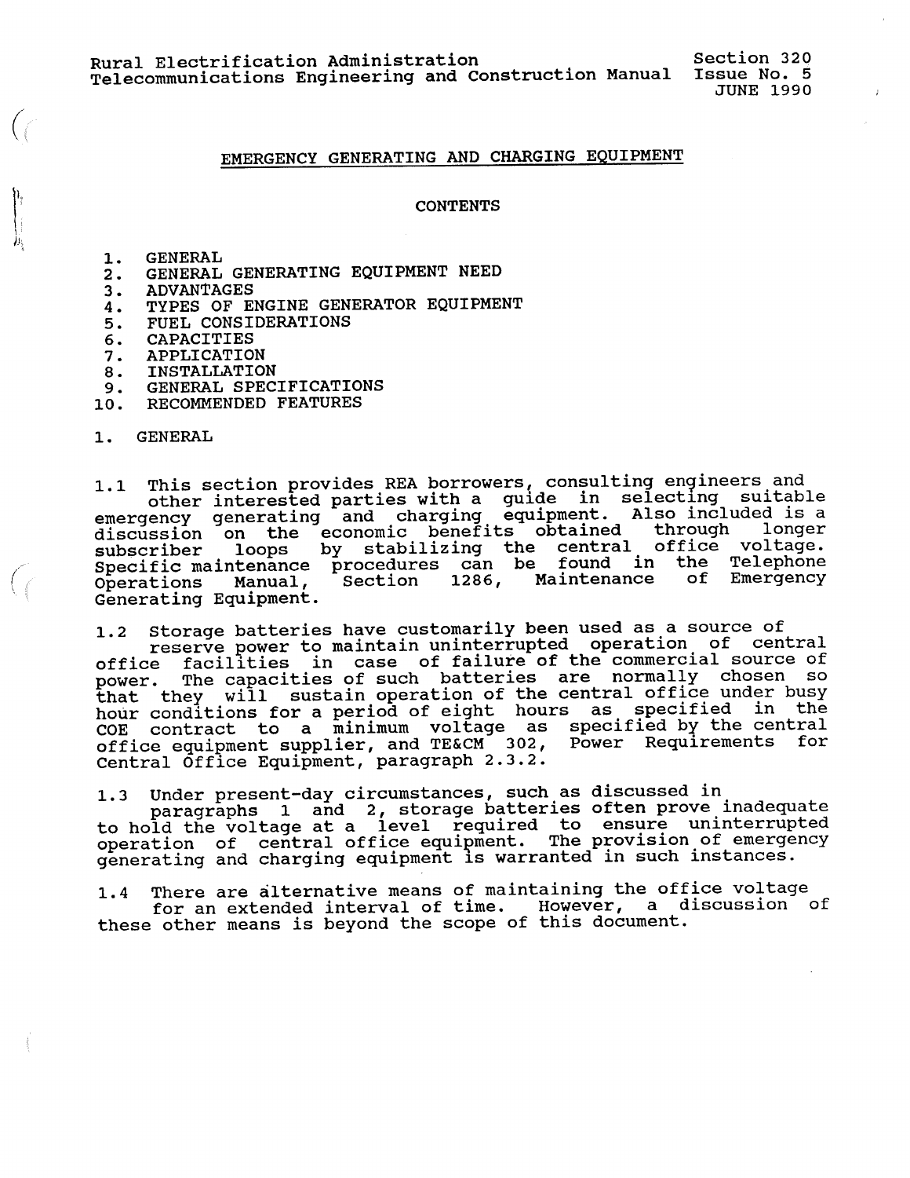Rural Electrification Administration
Telecommunications Engineering and Construction Manual

Section 320
Issue No. 5
JUNE 1990

# EMERGENCY GENERATING AND CHARGING EQUIPMENT

## CONTENTS

1. GENERAL
2. GENERAL GENERATING EQUIPMENT NEED
3. ADVANTAGES
4. TYPES OF ENGINE GENERATOR EQUIPMENT
5. FUEL CONSIDERATIONS
6. CAPACITIES
7. APPLICATION
8. INSTALLATION
9. GENERAL SPECIFICATIONS
10. RECOMMENDED FEATURES

## 1. GENERAL

1.1 This section provides REA borrowers, consulting engineers and other interested parties with a guide in selecting suitable emergency generating and charging equipment. Also included is a discussion on the economic benefits obtained through longer subscriber loops by stabilizing the central office voltage. Specific maintenance procedures can be found in the Telephone Operations Manual, Section 1286, Maintenance of Emergency Generating Equipment.

1.2 Storage batteries have customarily been used as a source of reserve power to maintain uninterrupted operation of central office facilities in case of failure of the commercial source of power. The capacities of such batteries are normally chosen so that they will sustain operation of the central office under busy hour conditions for a period of eight hours as specified in the COE contract to a minimum voltage as specified by the central office equipment supplier, and TE&CM 302, Power Requirements for Central Office Equipment, paragraph 2.3.2.

1.3 Under present-day circumstances, such as discussed in paragraphs 1 and 2, storage batteries often prove inadequate to hold the voltage at a level required to ensure uninterrupted operation of central office equipment. The provision of emergency generating and charging equipment is warranted in such instances.

1.4 There are alternative means of maintaining the office voltage for an extended interval of time. However, a discussion of these other means is beyond the scope of this document.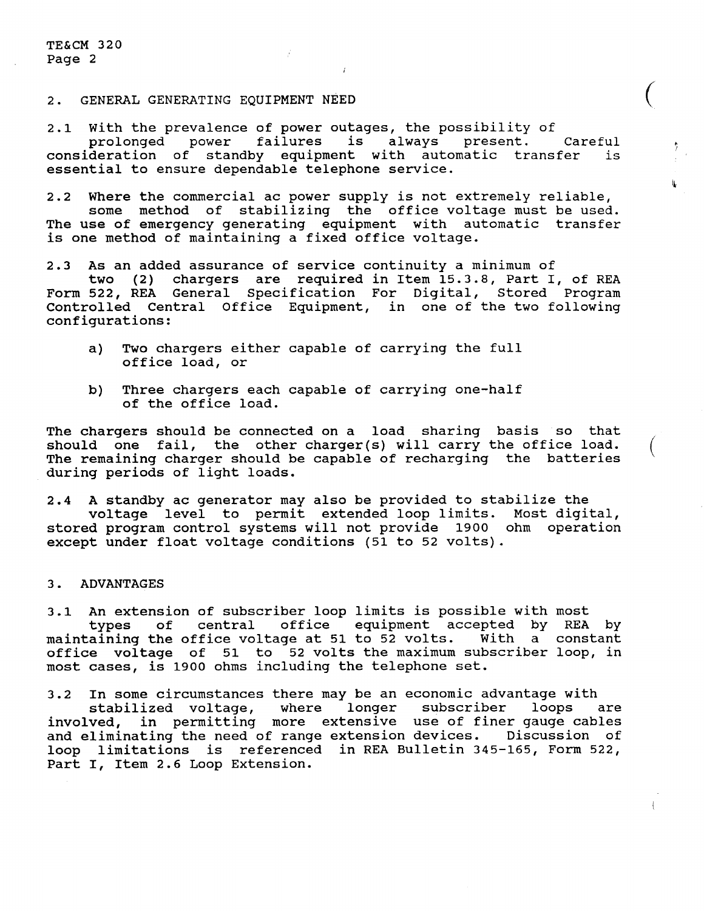## 2. GENERAL GENERATING EQUIPMENT NEED

2.1 With the prevalence of power outages, the possibility of prolonged power failures is always present. Careful consideration of standby equipment with automatic transfer is essential to ensure dependable telephone service.

2.2 Where the commercial ac power supply is not extremely reliable, some method of stabilizing the office voltage must be used. The use of emergency generating equipment with automatic transfer is one method of maintaining a fixed office voltage.

2.3 As an added assurance of service continuity a minimum of two (2) chargers are required in Item 15.3.8, Part I, of REA Form 522, REA General Specification For Digital, Stored Program Controlled Central Office Equipment, in one of the two following configurations:

a) Two chargers either capable of carrying the full office load, or

b) Three chargers each capable of carrying one-half of the office load.

The chargers should be connected on a load sharing basis so that should one fail, the other charger(s) will carry the office load. The remaining charger should be capable of recharging the batteries during periods of light loads.

2.4 A standby ac generator may also be provided to stabilize the voltage level to permit extended loop limits. Most digital, stored program control systems will not provide 1900 ohm operation except under float voltage conditions (51 to 52 volts).

## 3. ADVANTAGES

3.1 An extension of subscriber loop limits is possible with most types of central office equipment accepted by REA by maintaining the office voltage at 51 to 52 volts. With a constant office voltage of 51 to 52 volts the maximum subscriber loop, in most cases, is 1900 ohms including the telephone set.

3.2 In some circumstances there may be an economic advantage with stabilized voltage, where longer subscriber loops are involved, in permitting more extensive use of finer gauge cables and eliminating the need of range extension devices. Discussion of loop limitations is referenced in REA Bulletin 345-165, Form 522, Part I, Item 2.6 Loop Extension.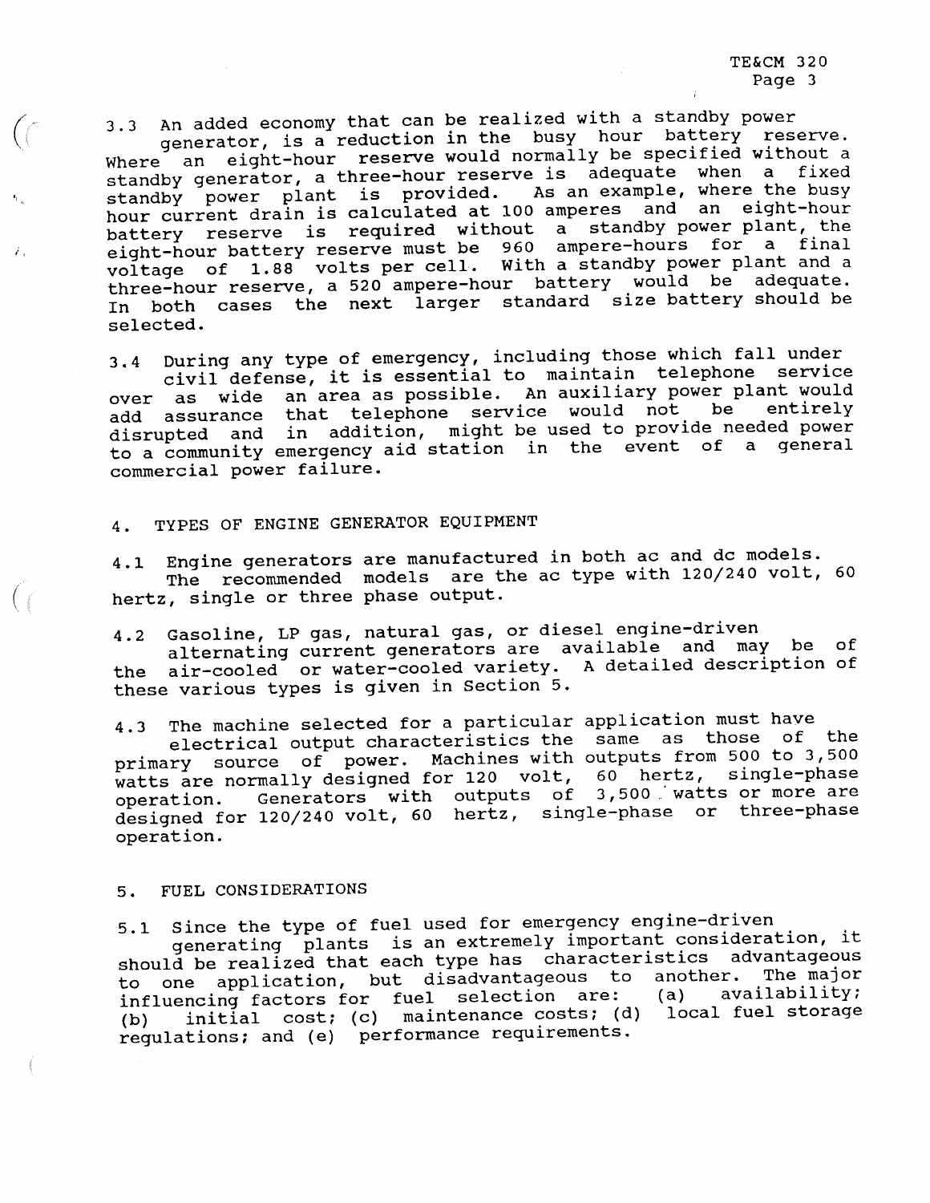3.3 An added economy that can be realized with a standby power generator, is a reduction in the busy hour battery reserve. Where an eight-hour reserve would normally be specified without a standby generator, a three-hour reserve is adequate when a fixed standby power plant is provided. As an example, where the busy hour current drain is calculated at 100 amperes and an eight-hour battery reserve is required without a standby power plant, the eight-hour battery reserve must be 960 ampere-hours for a final voltage of 1.88 volts per cell. With a standby power plant and a three-hour reserve, a 520 ampere-hour battery would be adequate. In both cases the next larger standard size battery should be selected.

3.4 During any type of emergency, including those which fall under civil defense, it is essential to maintain telephone service over as wide an area as possible. An auxiliary power plant would add assurance that telephone service would not be entirely disrupted and in addition, might be used to provide needed power to a community emergency aid station in the event of a general commercial power failure.

## 4. TYPES OF ENGINE GENERATOR EQUIPMENT

4.1 Engine generators are manufactured in both ac and dc models. The recommended models are the ac type with 120/240 volt, 60 hertz, single or three phase output.

4.2 Gasoline, LP gas, natural gas, or diesel engine-driven alternating current generators are available and may be of the air-cooled or water-cooled variety. A detailed description of these various types is given in Section 5.

4.3 The machine selected for a particular application must have electrical output characteristics the same as those of the primary source of power. Machines with outputs from 500 to 3,500 watts are normally designed for 120 volt, 60 hertz, single-phase operation. Generators with outputs of 3,500 watts or more are designed for 120/240 volt, 60 hertz, single-phase or three-phase operation.

## 5. FUEL CONSIDERATIONS

5.1 Since the type of fuel used for emergency engine-driven generating plants is an extremely important consideration, it should be realized that each type has characteristics advantageous to one application, but disadvantageous to another. The major influencing factors for fuel selection are: (a) availability; (b) initial cost; (c) maintenance costs; (d) local fuel storage regulations; and (e) performance requirements.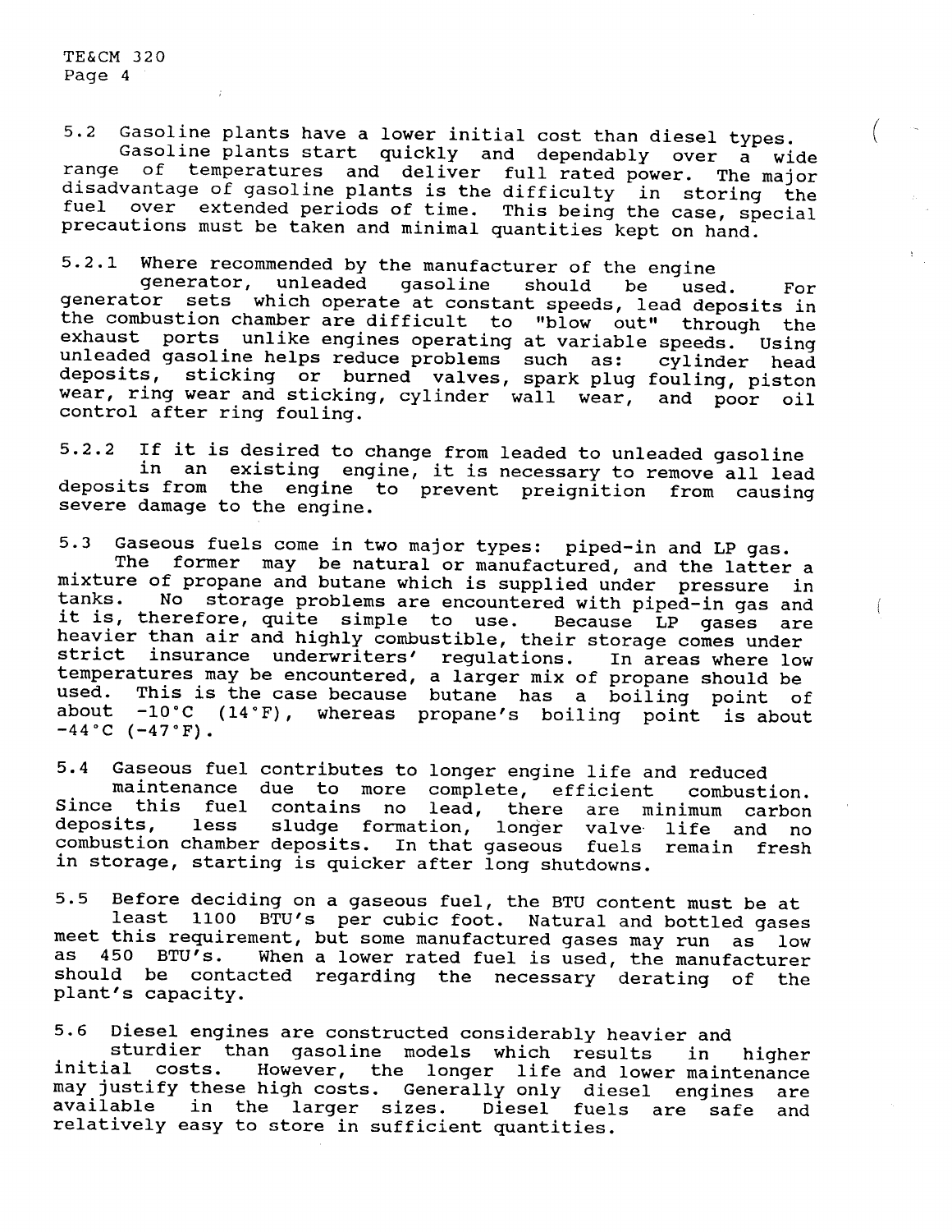5.2 Gasoline plants have a lower initial cost than diesel types. Gasoline plants start quickly and dependably over a wide range of temperatures and deliver full rated power. The major disadvantage of gasoline plants is the difficulty in storing the fuel over extended periods of time. This being the case, special precautions must be taken and minimal quantities kept on hand.

5.2.1 Where recommended by the manufacturer of the engine generator, unleaded gasoline should be used. For generator sets which operate at constant speeds, lead deposits in the combustion chamber are difficult to "blow out" through the exhaust ports unlike engines operating at variable speeds. Using unleaded gasoline helps reduce problems such as: cylinder head deposits, sticking or burned valves, spark plug fouling, piston wear, ring wear and sticking, cylinder wall wear, and poor oil control after ring fouling.

5.2.2 If it is desired to change from leaded to unleaded gasoline in an existing engine, it is necessary to remove all lead deposits from the engine to prevent preignition from causing severe damage to the engine.

5.3 Gaseous fuels come in two major types: piped-in and LP gas. The former may be natural or manufactured, and the latter a mixture of propane and butane which is supplied under pressure in tanks. No storage problems are encountered with piped-in gas and it is, therefore, quite simple to use. Because LP gases are heavier than air and highly combustible, their storage comes under strict insurance underwriters' regulations. In areas where low temperatures may be encountered, a larger mix of propane should be used. This is the case because butane has a boiling point of about -10°C (14°F), whereas propane's boiling point is about -44°C (-47°F).

5.4 Gaseous fuel contributes to longer engine life and reduced maintenance due to more complete, efficient combustion. Since this fuel contains no lead, there are minimum carbon deposits, less sludge formation, longer valve life and no combustion chamber deposits. In that gaseous fuels remain fresh in storage, starting is quicker after long shutdowns.

5.5 Before deciding on a gaseous fuel, the BTU content must be at least 1100 BTU's per cubic foot. Natural and bottled gases meet this requirement, but some manufactured gases may run as low as 450 BTU's. When a lower rated fuel is used, the manufacturer should be contacted regarding the necessary derating of the plant's capacity.

5.6 Diesel engines are constructed considerably heavier and sturdier than gasoline models which results in higher initial costs. However, the longer life and lower maintenance may justify these high costs. Generally only diesel engines are available in the larger sizes. Diesel fuels are safe and relatively easy to store in sufficient quantities.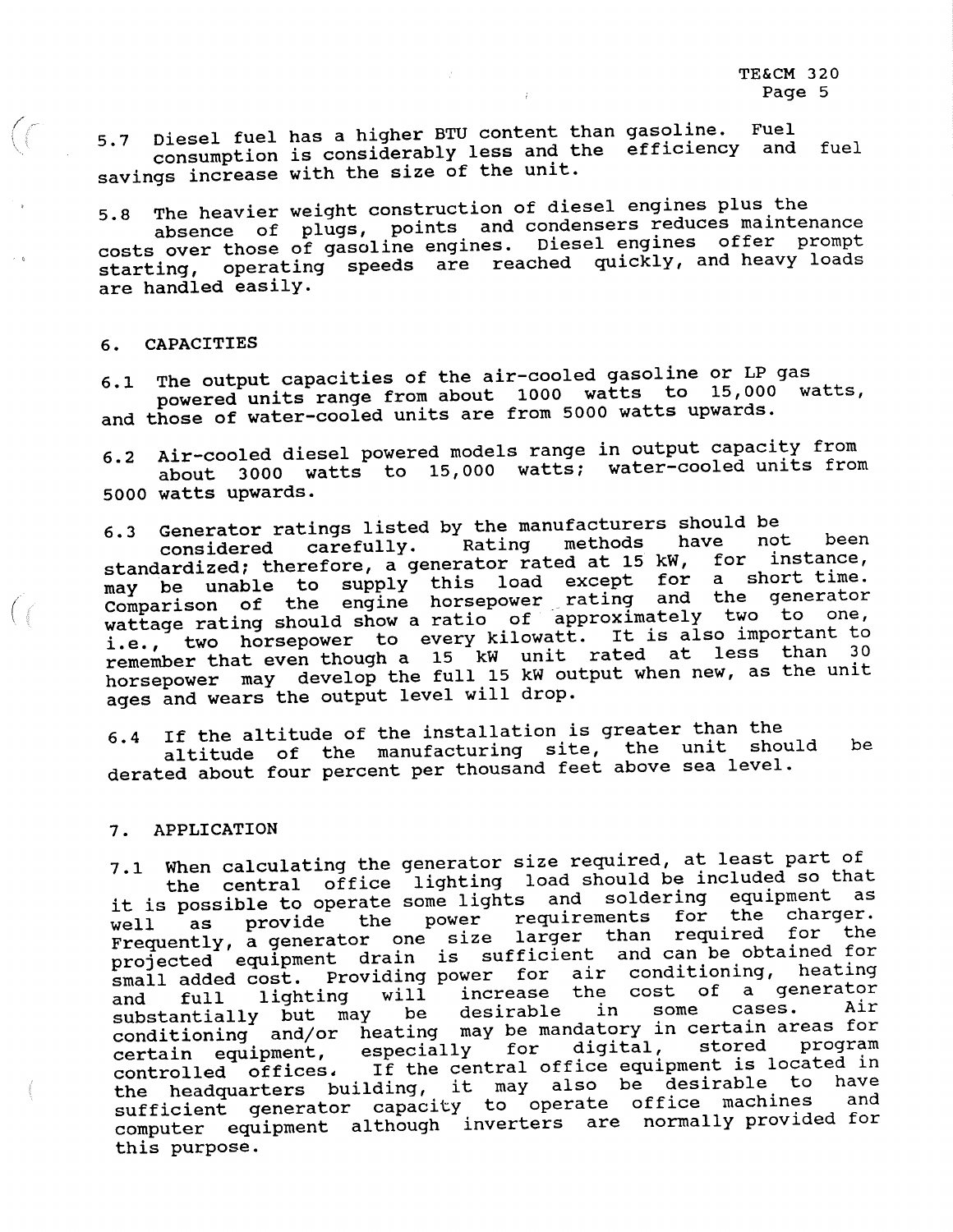5.7 Diesel fuel has a higher BTU content than gasoline. Fuel consumption is considerably less and the efficiency and fuel savings increase with the size of the unit.

5.8 The heavier weight construction of diesel engines plus the absence of plugs, points and condensers reduces maintenance costs over those of gasoline engines. Diesel engines offer prompt starting, operating speeds are reached quickly, and heavy loads are handled easily.

## 6. CAPACITIES

6.1 The output capacities of the air-cooled gasoline or LP gas powered units range from about 1000 watts to 15,000 watts, and those of water-cooled units are from 5000 watts upwards.

6.2 Air-cooled diesel powered models range in output capacity from about 3000 watts to 15,000 watts; water-cooled units from 5000 watts upwards.

6.3 Generator ratings listed by the manufacturers should be considered carefully. Rating methods have not been standardized; therefore, a generator rated at 15 kW, for instance, may be unable to supply this load except for a short time. Comparison of the engine horsepower rating and the generator wattage rating should show a ratio of approximately two to one, i.e., two horsepower to every kilowatt. It is also important to remember that even though a 15 kW unit rated at less than 30 horsepower may develop the full 15 kW output when new, as the unit ages and wears the output level will drop.

6.4 If the altitude of the installation is greater than the altitude of the manufacturing site, the unit should be derated about four percent per thousand feet above sea level.

## 7. APPLICATION

7.1 When calculating the generator size required, at least part of the central office lighting load should be included so that it is possible to operate some lights and soldering equipment as well as provide the power requirements for the charger. Frequently, a generator one size larger than required for the projected equipment drain is sufficient and can be obtained for small added cost. Providing power for air conditioning, heating and full lighting will increase the cost of a generator substantially but may be desirable in some cases. Air conditioning and/or heating may be mandatory in certain areas for certain equipment, especially for digital, stored program controlled offices. If the central office equipment is located in the headquarters building, it may also be desirable to have sufficient generator capacity to operate office machines and computer equipment although inverters are normally provided for this purpose.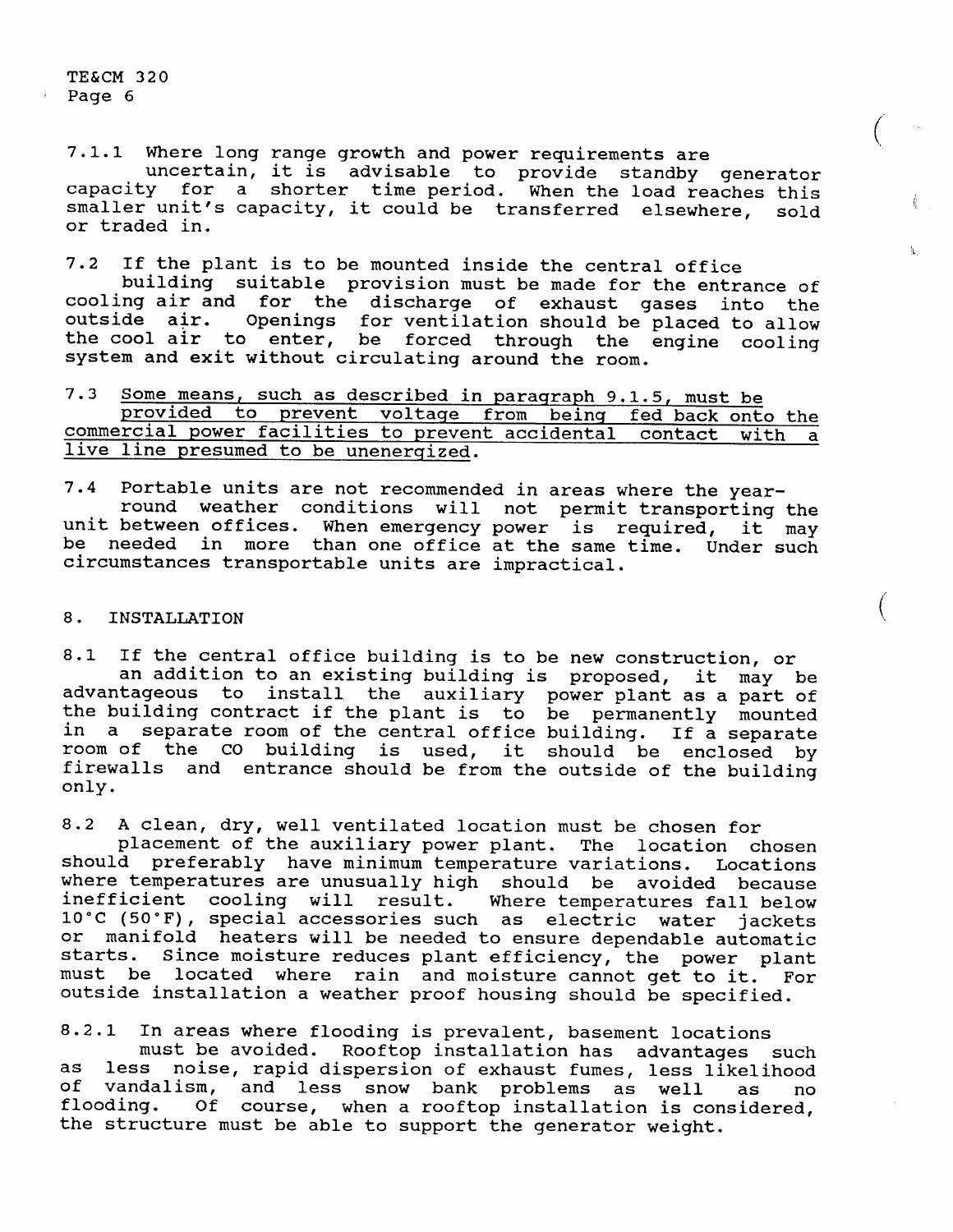7.1.1 Where long range growth and power requirements are uncertain, it is advisable to provide standby generator capacity for a shorter time period. When the load reaches this smaller unit's capacity, it could be transferred elsewhere, sold or traded in.

7.2 If the plant is to be mounted inside the central office building suitable provision must be made for the entrance of cooling air and for the discharge of exhaust gases into the outside air. Openings for ventilation should be placed to allow the cool air to enter, be forced through the engine cooling system and exit without circulating around the room.

7.3 <u>Some means, such as described in paragraph 9.1.5, must be provided to prevent voltage from being fed back onto the commercial power facilities to prevent accidental contact with a live line presumed to be unenergized.</u>

7.4 Portable units are not recommended in areas where the year-round weather conditions will not permit transporting the unit between offices. When emergency power is required, it may be needed in more than one office at the same time. Under such circumstances transportable units are impractical.

## 8. INSTALLATION

8.1 If the central office building is to be new construction, or an addition to an existing building is proposed, it may be advantageous to install the auxiliary power plant as a part of the building contract if the plant is to be permanently mounted in a separate room of the central office building. If a separate room of the CO building is used, it should be enclosed by firewalls and entrance should be from the outside of the building only.

8.2 A clean, dry, well ventilated location must be chosen for placement of the auxiliary power plant. The location chosen should preferably have minimum temperature variations. Locations where temperatures are unusually high should be avoided because inefficient cooling will result. Where temperatures fall below 10°C (50°F), special accessories such as electric water jackets or manifold heaters will be needed to ensure dependable automatic starts. Since moisture reduces plant efficiency, the power plant must be located where rain and moisture cannot get to it. For outside installation a weather proof housing should be specified.

8.2.1 In areas where flooding is prevalent, basement locations must be avoided. Rooftop installation has advantages such as less noise, rapid dispersion of exhaust fumes, less likelihood of vandalism, and less snow bank problems as well as no flooding. Of course, when a rooftop installation is considered, the structure must be able to support the generator weight.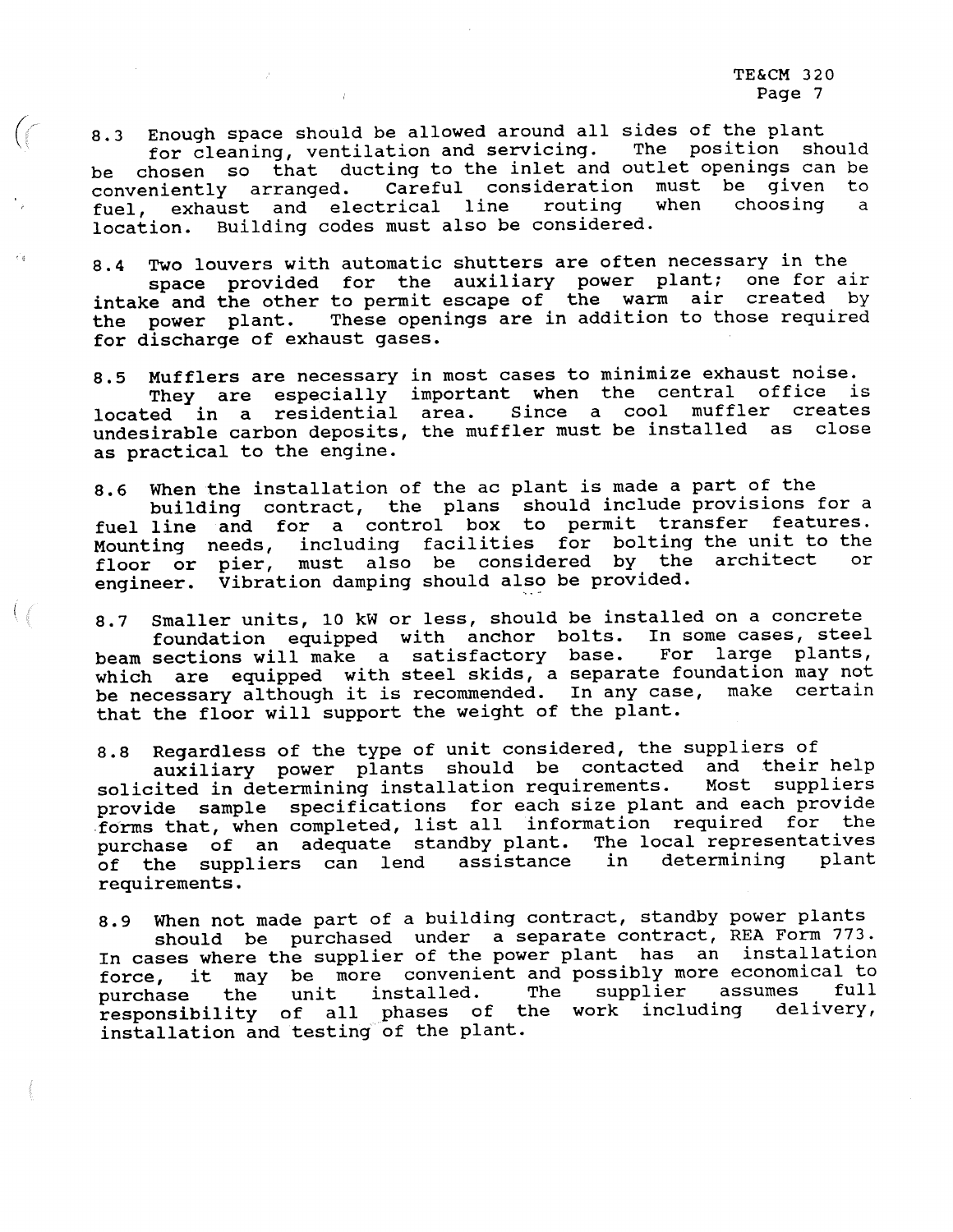8.3 Enough space should be allowed around all sides of the plant for cleaning, ventilation and servicing. The position should be chosen so that ducting to the inlet and outlet openings can be conveniently arranged. Careful consideration must be given to fuel, exhaust and electrical line routing when choosing a location. Building codes must also be considered.

8.4 Two louvers with automatic shutters are often necessary in the space provided for the auxiliary power plant; one for air intake and the other to permit escape of the warm air created by the power plant. These openings are in addition to those required for discharge of exhaust gases.

8.5 Mufflers are necessary in most cases to minimize exhaust noise. They are especially important when the central office is located in a residential area. Since a cool muffler creates undesirable carbon deposits, the muffler must be installed as close as practical to the engine.

8.6 When the installation of the ac plant is made a part of the building contract, the plans should include provisions for a fuel line and for a control box to permit transfer features. Mounting needs, including facilities for bolting the unit to the floor or pier, must also be considered by the architect or engineer. Vibration damping should also be provided.

8.7 Smaller units, 10 kW or less, should be installed on a concrete foundation equipped with anchor bolts. In some cases, steel beam sections will make a satisfactory base. For large plants, which are equipped with steel skids, a separate foundation may not be necessary although it is recommended. In any case, make certain that the floor will support the weight of the plant.

8.8 Regardless of the type of unit considered, the suppliers of auxiliary power plants should be contacted and their help solicited in determining installation requirements. Most suppliers provide sample specifications for each size plant and each provide forms that, when completed, list all information required for the purchase of an adequate standby plant. The local representatives of the suppliers can lend assistance in determining plant requirements.

8.9 When not made part of a building contract, standby power plants should be purchased under a separate contract, REA Form 773. In cases where the supplier of the power plant has an installation force, it may be more convenient and possibly more economical to purchase the unit installed. The supplier assumes full responsibility of all phases of the work including delivery, installation and testing of the plant.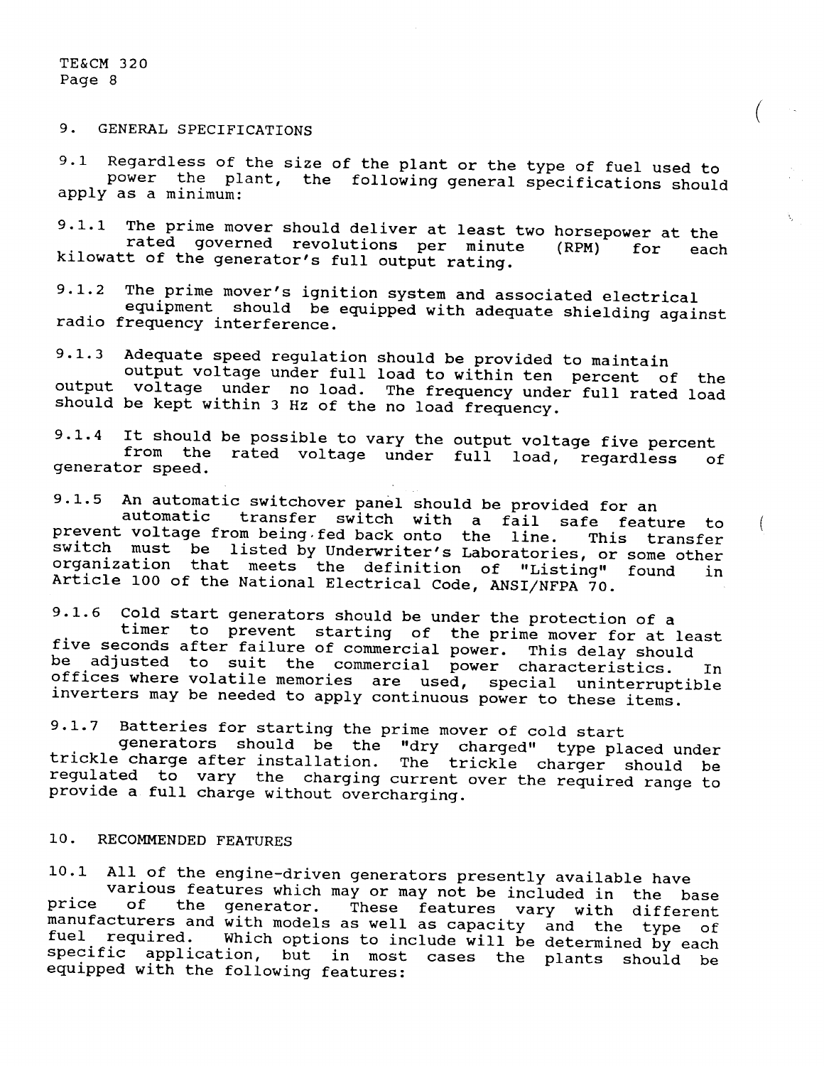## 9. GENERAL SPECIFICATIONS

9.1 Regardless of the size of the plant or the type of fuel used to power the plant, the following general specifications should apply as a minimum:

9.1.1 The prime mover should deliver at least two horsepower at the rated governed revolutions per minute (RPM) for each kilowatt of the generator's full output rating.

9.1.2 The prime mover's ignition system and associated electrical equipment should be equipped with adequate shielding against radio frequency interference.

9.1.3 Adequate speed regulation should be provided to maintain output voltage under full load to within ten percent of the output voltage under no load. The frequency under full rated load should be kept within 3 Hz of the no load frequency.

9.1.4 It should be possible to vary the output voltage five percent from the rated voltage under full load, regardless of generator speed.

9.1.5 An automatic switchover panel should be provided for an automatic transfer switch with a fail safe feature to prevent voltage from being fed back onto the line. This transfer switch must be listed by Underwriter's Laboratories, or some other organization that meets the definition of "Listing" found in Article 100 of the National Electrical Code, ANSI/NFPA 70.

9.1.6 Cold start generators should be under the protection of a timer to prevent starting of the prime mover for at least five seconds after failure of commercial power. This delay should be adjusted to suit the commercial power characteristics. In offices where volatile memories are used, special uninterruptible inverters may be needed to apply continuous power to these items.

9.1.7 Batteries for starting the prime mover of cold start generators should be the "dry charged" type placed under trickle charge after installation. The trickle charger should be regulated to vary the charging current over the required range to provide a full charge without overcharging.

## 10. RECOMMENDED FEATURES

10.1 All of the engine-driven generators presently available have various features which may or may not be included in the base price of the generator. These features vary with different manufacturers and with models as well as capacity and the type of fuel required. Which options to include will be determined by each specific application, but in most cases the plants should be equipped with the following features: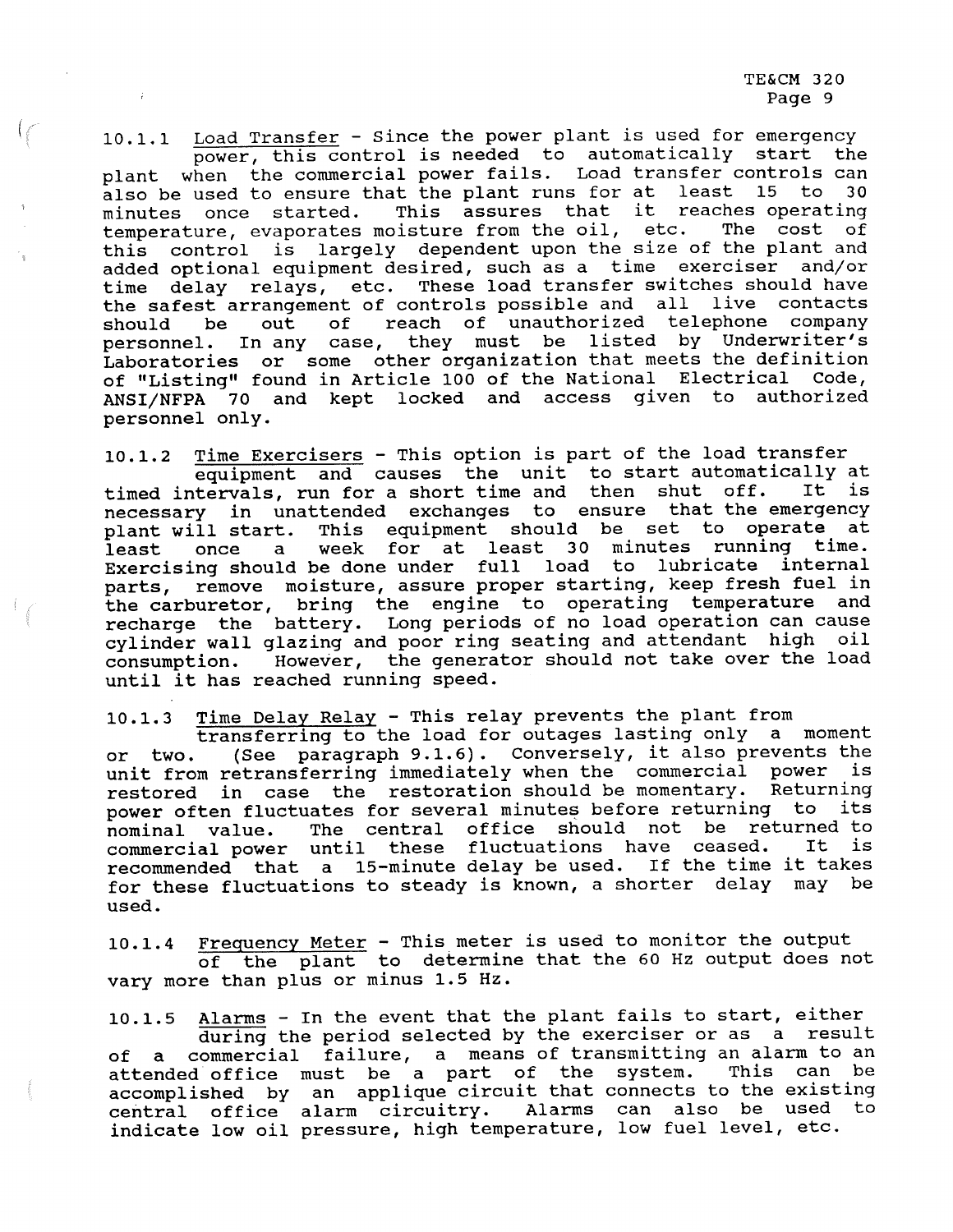10.1.1 Load Transfer - Since the power plant is used for emergency power, this control is needed to automatically start the plant when the commercial power fails. Load transfer controls can also be used to ensure that the plant runs for at least 15 to 30 minutes once started. This assures that it reaches operating temperature, evaporates moisture from the oil, etc. The cost of this control is largely dependent upon the size of the plant and added optional equipment desired, such as a time exerciser and/or time delay relays, etc. These load transfer switches should have the safest arrangement of controls possible and all live contacts should be out of reach of unauthorized telephone company personnel. In any case, they must be listed by Underwriter's Laboratories or some other organization that meets the definition of "Listing" found in Article 100 of the National Electrical Code, ANSI/NFPA 70 and kept locked and access given to authorized personnel only.

10.1.2 Time Exercisers - This option is part of the load transfer equipment and causes the unit to start automatically at timed intervals, run for a short time and then shut off. It is necessary in unattended exchanges to ensure that the emergency plant will start. This equipment should be set to operate at least once a week for at least 30 minutes running time. Exercising should be done under full load to lubricate internal parts, remove moisture, assure proper starting, keep fresh fuel in the carburetor, bring the engine to operating temperature and recharge the battery. Long periods of no load operation can cause cylinder wall glazing and poor ring seating and attendant high oil consumption. However, the generator should not take over the load until it has reached running speed.

10.1.3 Time Delay Relay - This relay prevents the plant from transferring to the load for outages lasting only a moment or two. (See paragraph 9.1.6). Conversely, it also prevents the unit from retransferring immediately when the commercial power is restored in case the restoration should be momentary. Returning power often fluctuates for several minutes before returning to its nominal value. The central office should not be returned to commercial power until these fluctuations have ceased. It is recommended that a 15-minute delay be used. If the time it takes for these fluctuations to steady is known, a shorter delay may be used.

10.1.4 Frequency Meter - This meter is used to monitor the output of the plant to determine that the 60 Hz output does not vary more than plus or minus 1.5 Hz.

10.1.5 Alarms - In the event that the plant fails to start, either during the period selected by the exerciser or as a result of a commercial failure, a means of transmitting an alarm to an attended office must be a part of the system. This can be accomplished by an applique circuit that connects to the existing central office alarm circuitry. Alarms can also be used to indicate low oil pressure, high temperature, low fuel level, etc.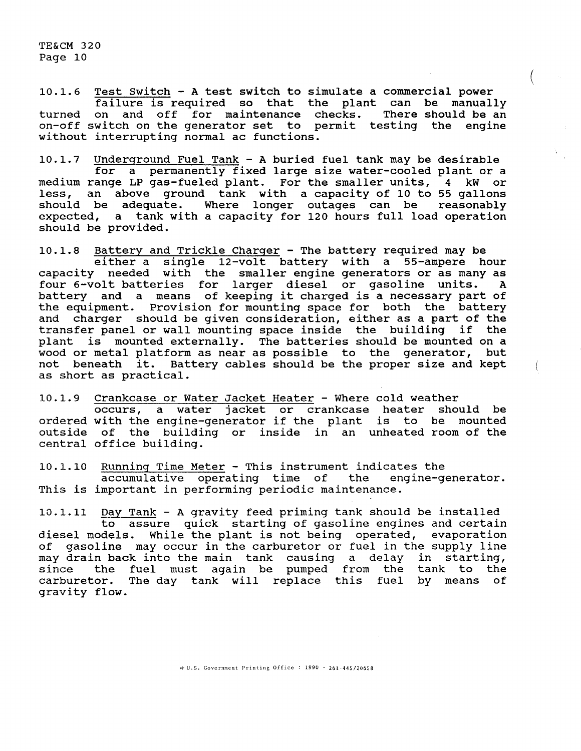10.1.6 Underline: Test Switch - A test switch to simulate a commercial power failure is required so that the plant can be manually turned on and off for maintenance checks. There should be an on-off switch on the generator set to permit testing the engine without interrupting normal ac functions.

10.1.7 Underground Fuel Tank - A buried fuel tank may be desirable for a permanently fixed large size water-cooled plant or a medium range LP gas-fueled plant. For the smaller units, 4 kW or less, an above ground tank with a capacity of 10 to 55 gallons should be adequate. Where longer outages can be reasonably expected, a tank with a capacity for 120 hours full load operation should be provided.

10.1.8 Battery and Trickle Charger - The battery required may be either a single 12-volt battery with a 55-ampere hour capacity needed with the smaller engine generators or as many as four 6-volt batteries for larger diesel or gasoline units. A battery and a means of keeping it charged is a necessary part of the equipment. Provision for mounting space for both the battery and charger should be given consideration, either as a part of the transfer panel or wall mounting space inside the building if the plant is mounted externally. The batteries should be mounted on a wood or metal platform as near as possible to the generator, but not beneath it. Battery cables should be the proper size and kept as short as practical.

10.1.9 Crankcase or Water Jacket Heater - Where cold weather occurs, a water jacket or crankcase heater should be ordered with the engine-generator if the plant is to be mounted outside of the building or inside in an unheated room of the central office building.

10.1.10 Running Time Meter - This instrument indicates the accumulative operating time of the engine-generator. This is important in performing periodic maintenance.

10.1.11 Day Tank - A gravity feed priming tank should be installed to assure quick starting of gasoline engines and certain diesel models. While the plant is not being operated, evaporation of gasoline may occur in the carburetor or fuel in the supply line may drain back into the main tank causing a delay in starting, since the fuel must again be pumped from the tank to the carburetor. The day tank will replace this fuel by means of gravity flow.

☆ U.S. Government Printing Office : 1990 - 261-445/20658